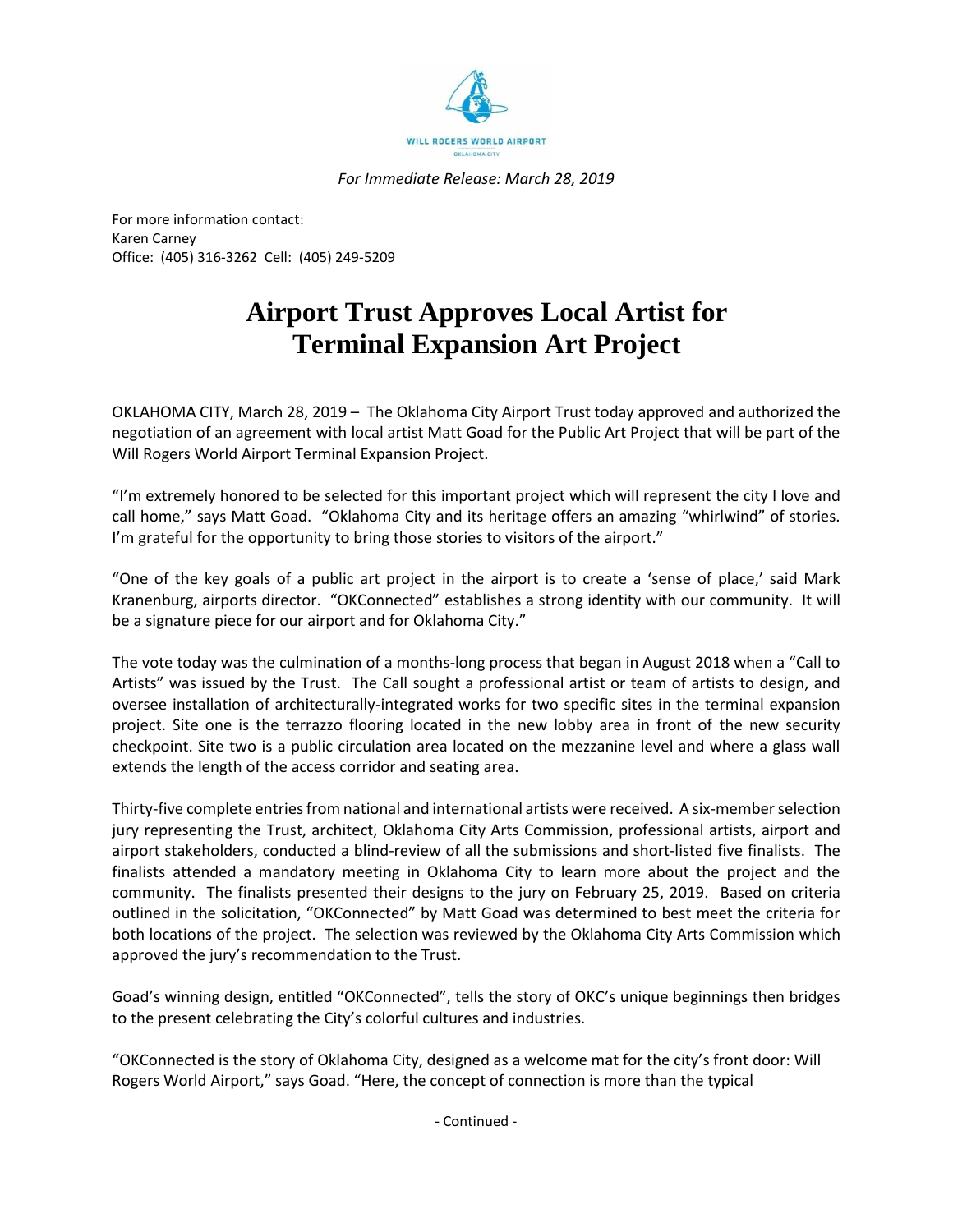WILL ROGERS WORLD AIRPORT

OKLAHOMA CITY

*For Immediate Release: March 28, 2019*

For more information contact:
Karen Carney
Office: (405) 316-3262 Cell: (405) 249-5209

# Airport Trust Approves Local Artist for Terminal Expansion Art Project

OKLAHOMA CITY, March 28, 2019 – The Oklahoma City Airport Trust today approved and authorized the negotiation of an agreement with local artist Matt Goad for the Public Art Project that will be part of the Will Rogers World Airport Terminal Expansion Project.

"I'm extremely honored to be selected for this important project which will represent the city I love and call home," says Matt Goad. "Oklahoma City and its heritage offers an amazing "whirlwind" of stories. I'm grateful for the opportunity to bring those stories to visitors of the airport."

"One of the key goals of a public art project in the airport is to create a 'sense of place,' said Mark Kranenburg, airports director. "OKConnected" establishes a strong identity with our community. It will be a signature piece for our airport and for Oklahoma City."

The vote today was the culmination of a months-long process that began in August 2018 when a "Call to Artists" was issued by the Trust. The Call sought a professional artist or team of artists to design, and oversee installation of architecturally-integrated works for two specific sites in the terminal expansion project. Site one is the terrazzo flooring located in the new lobby area in front of the new security checkpoint. Site two is a public circulation area located on the mezzanine level and where a glass wall extends the length of the access corridor and seating area.

Thirty-five complete entries from national and international artists were received. A six-member selection jury representing the Trust, architect, Oklahoma City Arts Commission, professional artists, airport and airport stakeholders, conducted a blind-review of all the submissions and short-listed five finalists. The finalists attended a mandatory meeting in Oklahoma City to learn more about the project and the community. The finalists presented their designs to the jury on February 25, 2019. Based on criteria outlined in the solicitation, "OKConnected" by Matt Goad was determined to best meet the criteria for both locations of the project. The selection was reviewed by the Oklahoma City Arts Commission which approved the jury's recommendation to the Trust.

Goad's winning design, entitled "OKConnected", tells the story of OKC's unique beginnings then bridges to the present celebrating the City's colorful cultures and industries.

"OKConnected is the story of Oklahoma City, designed as a welcome mat for the city's front door: Will Rogers World Airport," says Goad. "Here, the concept of connection is more than the typical

- Continued -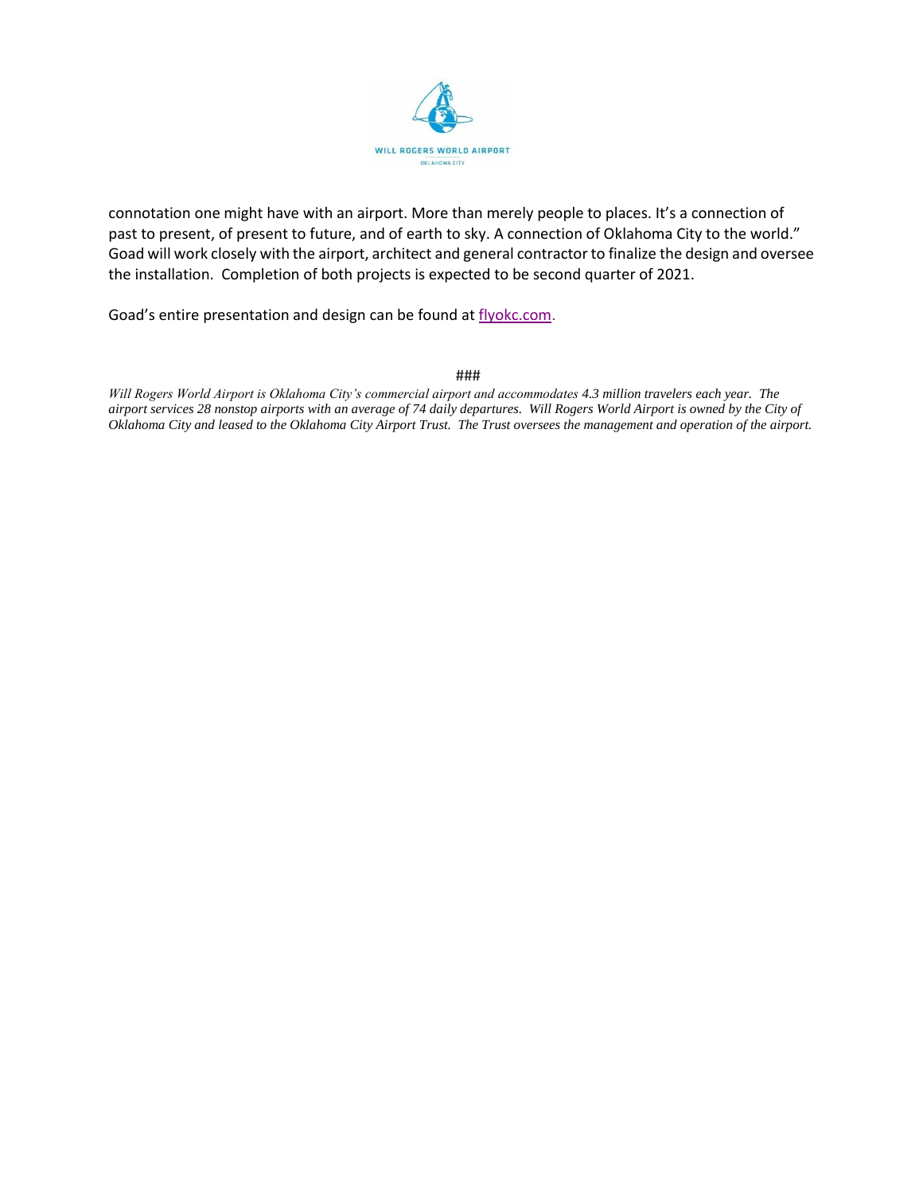connotation one might have with an airport. More than merely people to places. It's a connection of past to present, of present to future, and of earth to sky. A connection of Oklahoma City to the world." Goad will work closely with the airport, architect and general contractor to finalize the design and oversee the installation. Completion of both projects is expected to be second quarter of 2021.

Goad's entire presentation and design can be found at [flyokc.com](flyokc.com).

###

*Will Rogers World Airport is Oklahoma City's commercial airport and accommodates 4.3 million travelers each year. The airport services 28 nonstop airports with an average of 74 daily departures. Will Rogers World Airport is owned by the City of Oklahoma City and leased to the Oklahoma City Airport Trust. The Trust oversees the management and operation of the airport.*